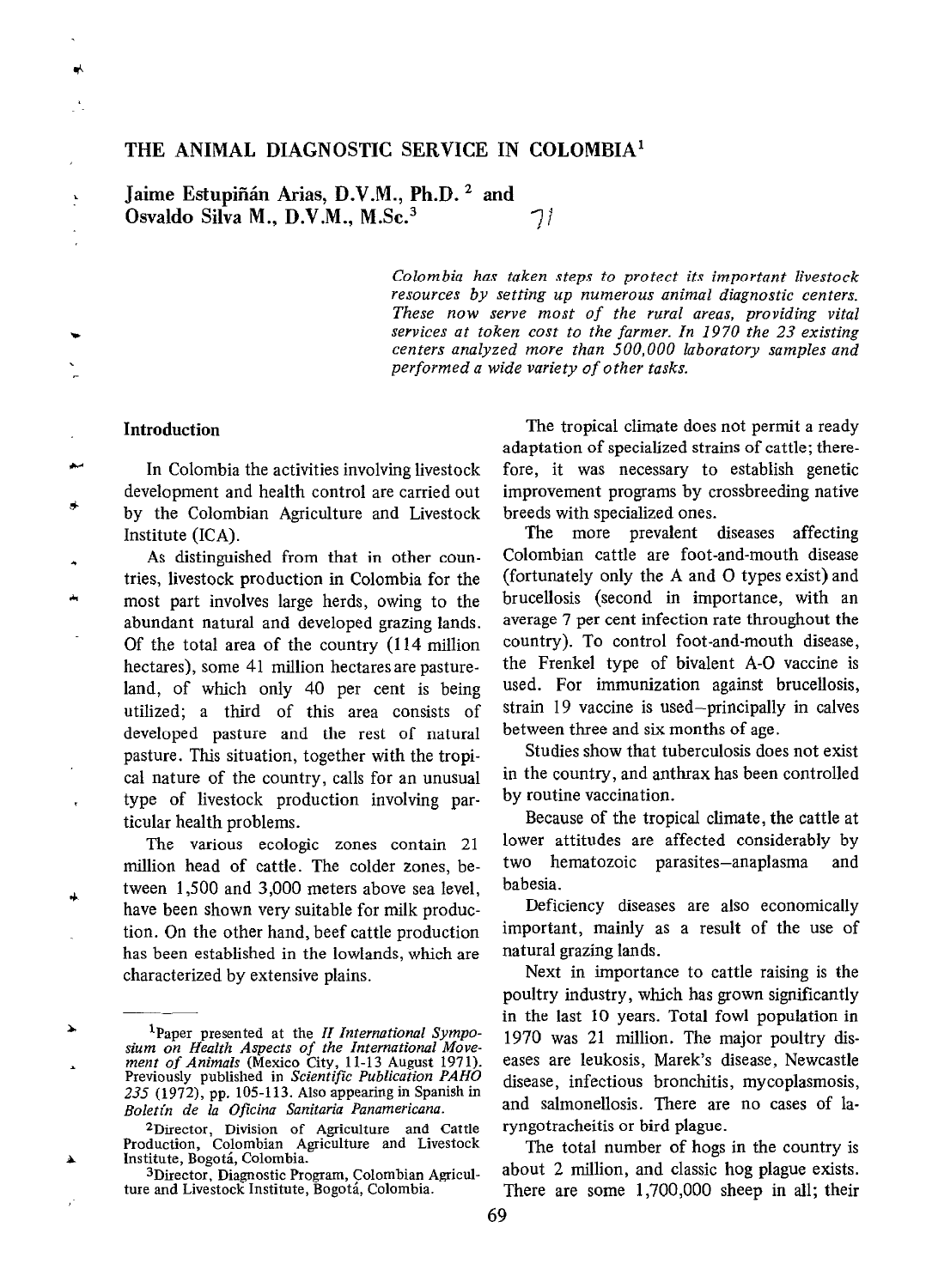# THE ANIMAL DIAGNOSTIC SERVICE IN COLOMBIA[1]

**Jaime Estupiñán Arias, D.V.M., Ph.D.[2] and Osvaldo Silva M., D.V.M., M.Sc.[3]**

*Colombia has taken steps to protect its important livestock resources by setting up numerous animal diagnostic centers. These now serve most of the rural areas, providing vital services at token cost to the farmer. In 1970 the 23 existing centers analyzed more than 500,000 laboratory samples and performed a wide variety of other tasks.*

## Introduction

In Colombia the activities involving livestock development and health control are carried out by the Colombian Agriculture and Livestock Institute (ICA).

As distinguished from that in other countries, livestock production in Colombia for the most part involves large herds, owing to the abundant natural and developed grazing lands. Of the total area of the country (114 million hectares), some 41 million hectares are pastureland, of which only 40 per cent is being utilized; a third of this area consists of developed pasture and the rest of natural pasture. This situation, together with the tropical nature of the country, calls for an unusual type of livestock production involving particular health problems.

The various ecologic zones contain 21 million head of cattle. The colder zones, between 1,500 and 3,000 meters above sea level, have been shown very suitable for milk production. On the other hand, beef cattle production has been established in the lowlands, which are characterized by extensive plains.

The tropical climate does not permit a ready adaptation of specialized strains of cattle; therefore, it was necessary to establish genetic improvement programs by crossbreeding native breeds with specialized ones.

The more prevalent diseases affecting Colombian cattle are foot-and-mouth disease (fortunately only the A and O types exist) and brucellosis (second in importance, with an average 7 per cent infection rate throughout the country). To control foot-and-mouth disease, the Frenkel type of bivalent A-O vaccine is used. For immunization against brucellosis, strain 19 vaccine is used—principally in calves between three and six months of age.

Studies show that tuberculosis does not exist in the country, and anthrax has been controlled by routine vaccination.

Because of the tropical climate, the cattle at lower attitudes are affected considerably by two hematozoic parasites—anaplasma and babesia.

Deficiency diseases are also economically important, mainly as a result of the use of natural grazing lands.

Next in importance to cattle raising is the poultry industry, which has grown significantly in the last 10 years. Total fowl population in 1970 was 21 million. The major poultry diseases are leukosis, Marek's disease, Newcastle disease, infectious bronchitis, mycoplasmosis, and salmonellosis. There are no cases of laryngotracheitis or bird plague.

The total number of hogs in the country is about 2 million, and classic hog plague exists. There are some 1,700,000 sheep in all; their

---

[1]Paper presented at the *II International Symposium on Health Aspects of the International Movement of Animals* (Mexico City, 11-13 August 1971). Previously published in *Scientific Publication PAHO 235* (1972), pp. 105-113. Also appearing in Spanish in *Boletín de la Oficina Sanitaria Panamericana*.

[2]Director, Division of Agriculture and Cattle Production, Colombian Agriculture and Livestock Institute, Bogotá, Colombia.

[3]Director, Diagnostic Program, Colombian Agriculture and Livestock Institute, Bogotá, Colombia.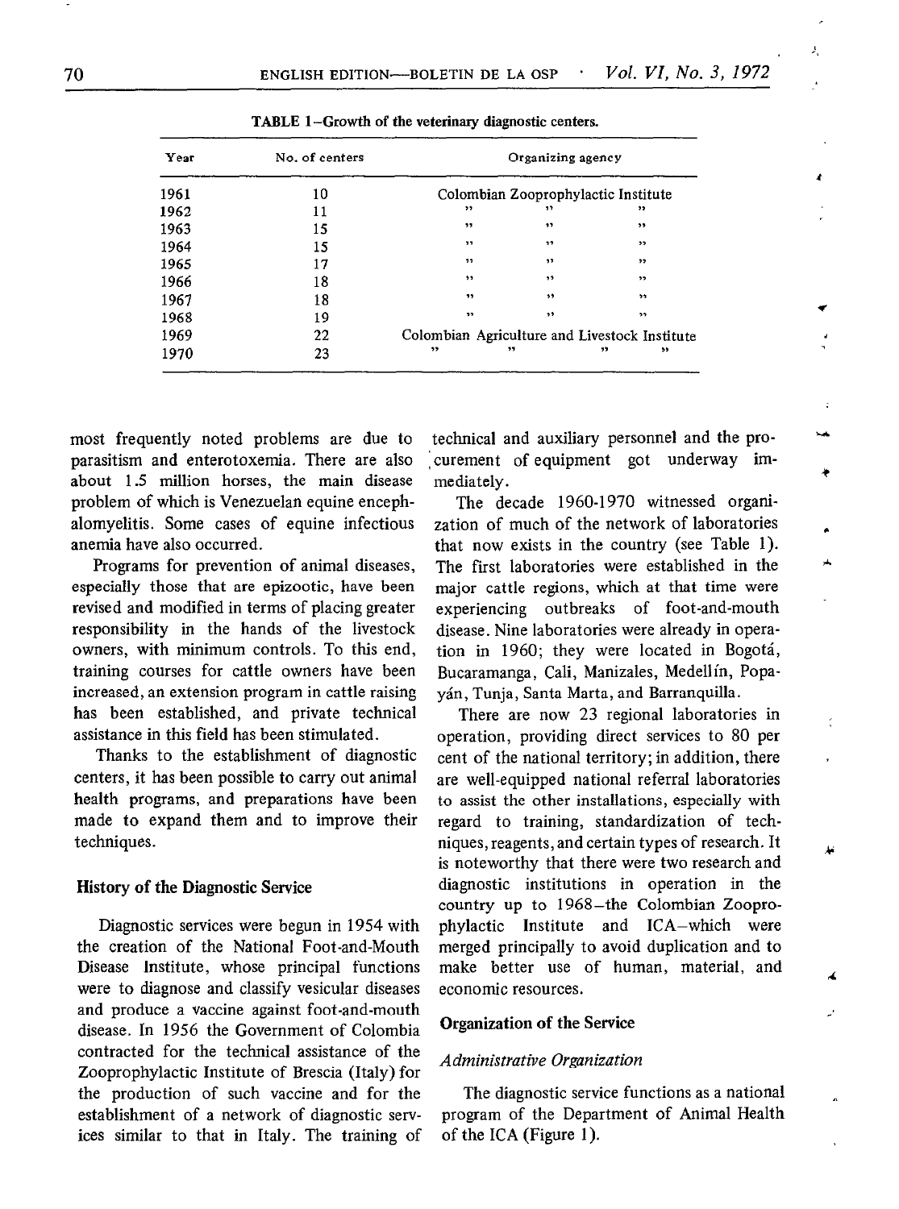**TABLE 1–Growth of the veterinary diagnostic centers.**

| Year | No. of centers | Organizing agency |
|---|---|---|
| 1961 | 10 | Colombian Zooprophylactic Institute |
| 1962 | 11 | " " " |
| 1963 | 15 | " " " |
| 1964 | 15 | " " " |
| 1965 | 17 | " " " |
| 1966 | 18 | " " " |
| 1967 | 18 | " " " |
| 1968 | 19 | " " " |
| 1969 | 22 | Colombian Agriculture and Livestock Institute |
| 1970 | 23 | " " " " |

most frequently noted problems are due to parasitism and enterotoxemia. There are also about 1.5 million horses, the main disease problem of which is Venezuelan equine encephalomyelitis. Some cases of equine infectious anemia have also occurred.

Programs for prevention of animal diseases, especially those that are epizootic, have been revised and modified in terms of placing greater responsibility in the hands of the livestock owners, with minimum controls. To this end, training courses for cattle owners have been increased, an extension program in cattle raising has been established, and private technical assistance in this field has been stimulated.

Thanks to the establishment of diagnostic centers, it has been possible to carry out animal health programs, and preparations have been made to expand them and to improve their techniques.

## History of the Diagnostic Service

Diagnostic services were begun in 1954 with the creation of the National Foot-and-Mouth Disease Institute, whose principal functions were to diagnose and classify vesicular diseases and produce a vaccine against foot-and-mouth disease. In 1956 the Government of Colombia contracted for the technical assistance of the Zooprophylactic Institute of Brescia (Italy) for the production of such vaccine and for the establishment of a network of diagnostic services similar to that in Italy. The training of technical and auxiliary personnel and the procurement of equipment got underway immediately.

The decade 1960-1970 witnessed organization of much of the network of laboratories that now exists in the country (see Table 1). The first laboratories were established in the major cattle regions, which at that time were experiencing outbreaks of foot-and-mouth disease. Nine laboratories were already in operation in 1960; they were located in Bogotá, Bucaramanga, Cali, Manizales, Medellín, Popayán, Tunja, Santa Marta, and Barranquilla.

There are now 23 regional laboratories in operation, providing direct services to 80 per cent of the national territory; in addition, there are well-equipped national referral laboratories to assist the other installations, especially with regard to training, standardization of techniques, reagents, and certain types of research. It is noteworthy that there were two research and diagnostic institutions in operation in the country up to 1968–the Colombian Zooprophylactic Institute and ICA–which were merged principally to avoid duplication and to make better use of human, material, and economic resources.

## Organization of the Service

### *Administrative Organization*

The diagnostic service functions as a national program of the Department of Animal Health of the ICA (Figure 1).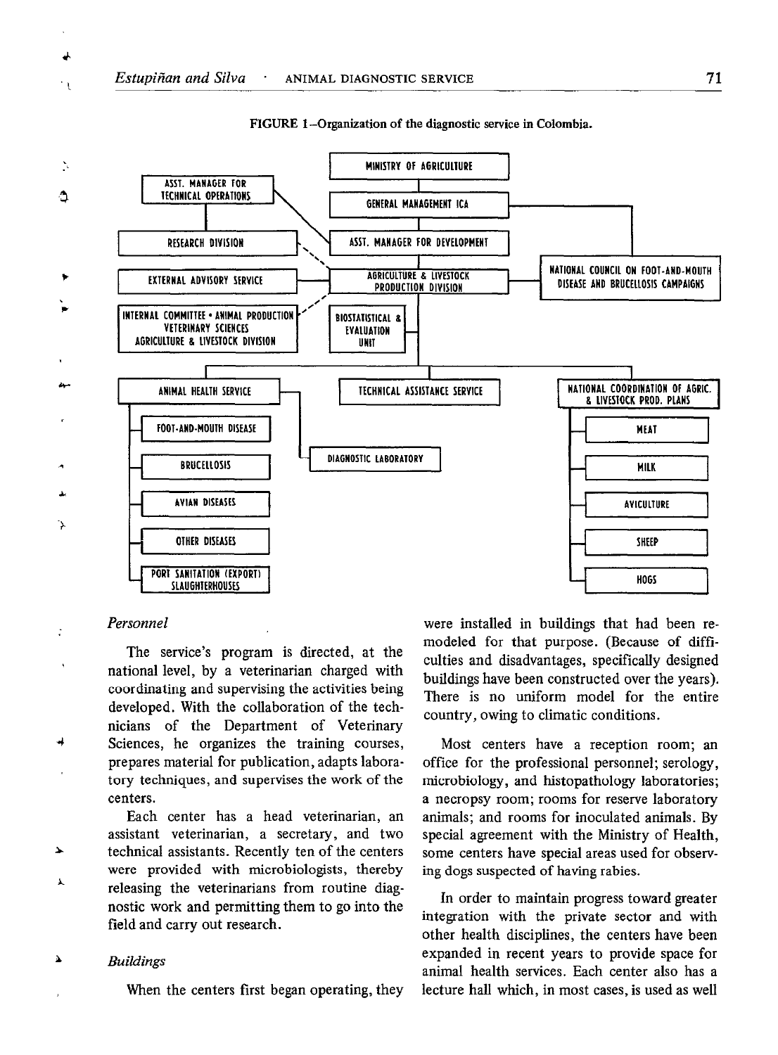FIGURE 1–Organization of the diagnostic service in Colombia.

- MINISTRY OF AGRICULTURE
  - GENERAL MANAGEMENT ICA
    - ASST. MANAGER FOR TECHNICAL OPERATIONS
      - RESEARCH DIVISION
    - ASST. MANAGER FOR DEVELOPMENT
      - AGRICULTURE & LIVESTOCK PRODUCTION DIVISION
        - EXTERNAL ADVISORY SERVICE
        - INTERNAL COMMITTEE • ANIMAL PRODUCTION VETERINARY SCIENCES AGRICULTURE & LIVESTOCK DIVISION
        - BIOSTATISTICAL & EVALUATION UNIT
        - ANIMAL HEALTH SERVICE
          - FOOT-AND-MOUTH DISEASE
          - BRUCELLOSIS
          - AVIAN DISEASES
          - OTHER DISEASES
          - PORT SANITATION (EXPORT) SLAUGHTERHOUSES
          - DIAGNOSTIC LABORATORY
        - TECHNICAL ASSISTANCE SERVICE
        - NATIONAL COORDINATION OF AGRIC. & LIVESTOCK PROD. PLANS
          - MEAT
          - MILK
          - AVICULTURE
          - SHEEP
          - HOGS
    - NATIONAL COUNCIL ON FOOT-AND-MOUTH DISEASE AND BRUCELLOSIS CAMPAIGNS

*Personnel*

The service's program is directed, at the national level, by a veterinarian charged with coordinating and supervising the activities being developed. With the collaboration of the technicians of the Department of Veterinary Sciences, he organizes the training courses, prepares material for publication, adapts laboratory techniques, and supervises the work of the centers.

Each center has a head veterinarian, an assistant veterinarian, a secretary, and two technical assistants. Recently ten of the centers were provided with microbiologists, thereby releasing the veterinarians from routine diagnostic work and permitting them to go into the field and carry out research.

*Buildings*

When the centers first began operating, they were installed in buildings that had been remodeled for that purpose. (Because of difficulties and disadvantages, specifically designed buildings have been constructed over the years). There is no uniform model for the entire country, owing to climatic conditions.

Most centers have a reception room; an office for the professional personnel; serology, microbiology, and histopathology laboratories; a necropsy room; rooms for reserve laboratory animals; and rooms for inoculated animals. By special agreement with the Ministry of Health, some centers have special areas used for observing dogs suspected of having rabies.

In order to maintain progress toward greater integration with the private sector and with other health disciplines, the centers have been expanded in recent years to provide space for animal health services. Each center also has a lecture hall which, in most cases, is used as well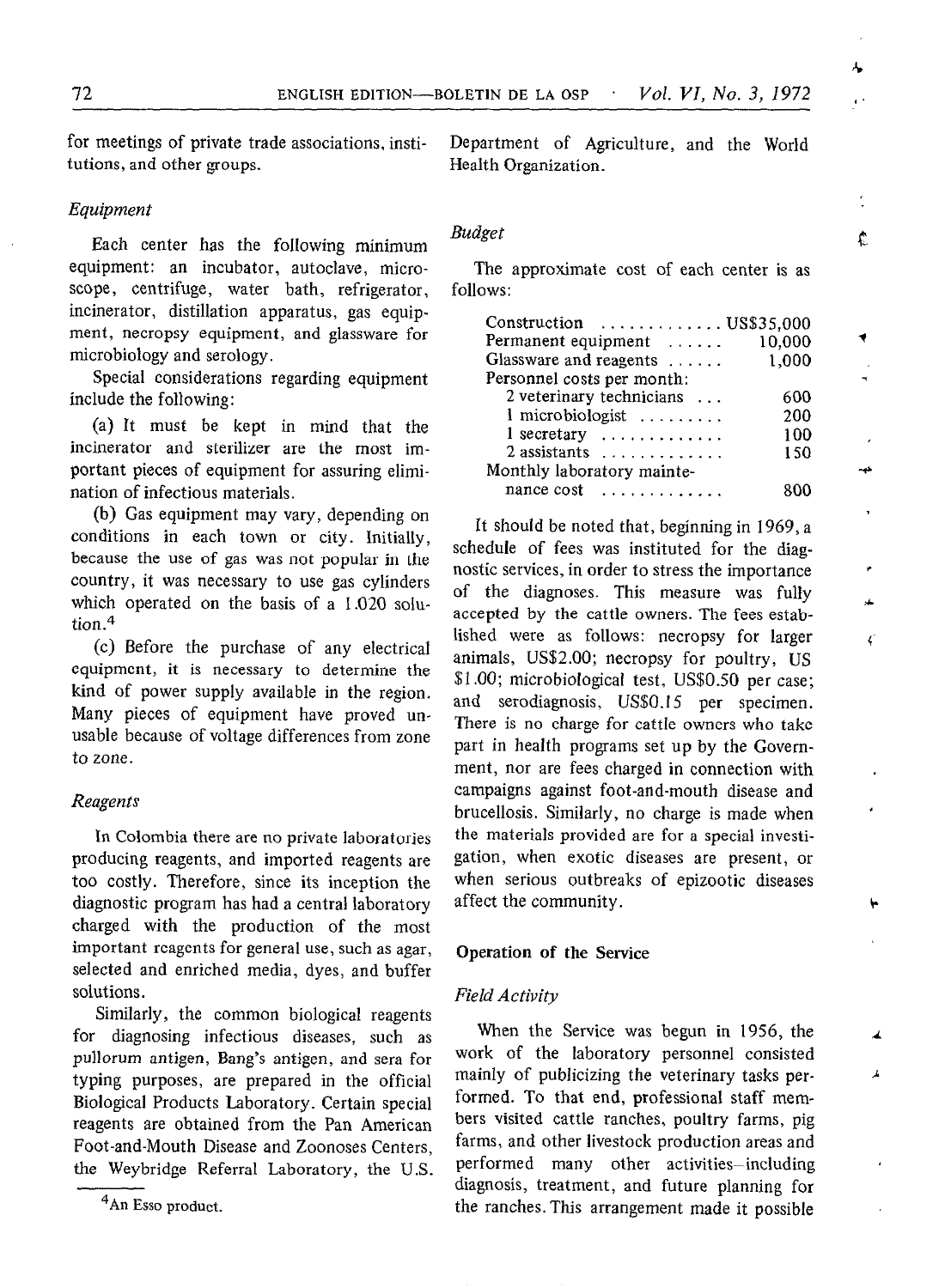for meetings of private trade associations, institutions, and other groups.

### *Equipment*

Each center has the following minimum equipment: an incubator, autoclave, microscope, centrifuge, water bath, refrigerator, incinerator, distillation apparatus, gas equipment, necropsy equipment, and glassware for microbiology and serology.

Special considerations regarding equipment include the following:

(a) It must be kept in mind that the incinerator and sterilizer are the most important pieces of equipment for assuring elimination of infectious materials.

(b) Gas equipment may vary, depending on conditions in each town or city. Initially, because the use of gas was not popular in the country, it was necessary to use gas cylinders which operated on the basis of a 1.020 solution.[4]

(c) Before the purchase of any electrical equipment, it is necessary to determine the kind of power supply available in the region. Many pieces of equipment have proved unusable because of voltage differences from zone to zone.

### *Reagents*

In Colombia there are no private laboratories producing reagents, and imported reagents are too costly. Therefore, since its inception the diagnostic program has had a central laboratory charged with the production of the most important reagents for general use, such as agar, selected and enriched media, dyes, and buffer solutions.

Similarly, the common biological reagents for diagnosing infectious diseases, such as pullorum antigen, Bang's antigen, and sera for typing purposes, are prepared in the official Biological Products Laboratory. Certain special reagents are obtained from the Pan American Foot-and-Mouth Disease and Zoonoses Centers, the Weybridge Referral Laboratory, the U.S. Department of Agriculture, and the World Health Organization.

[4] An Esso product.

### *Budget*

The approximate cost of each center is as follows:

| Item | Cost |
|---|---|
| Construction | US$35,000 |
| Permanent equipment | 10,000 |
| Glassware and reagents | 1,000 |
| Personnel costs per month: | |
| 2 veterinary technicians | 600 |
| 1 microbiologist | 200 |
| 1 secretary | 100 |
| 2 assistants | 150 |
| Monthly laboratory maintenance cost | 800 |

It should be noted that, beginning in 1969, a schedule of fees was instituted for the diagnostic services, in order to stress the importance of the diagnoses. This measure was fully accepted by the cattle owners. The fees established were as follows: necropsy for larger animals, US$2.00; necropsy for poultry, US $1.00; microbiological test, US$0.50 per case; and serodiagnosis, US$0.15 per specimen. There is no charge for cattle owners who take part in health programs set up by the Government, nor are fees charged in connection with campaigns against foot-and-mouth disease and brucellosis. Similarly, no charge is made when the materials provided are for a special investigation, when exotic diseases are present, or when serious outbreaks of epizootic diseases affect the community.

## Operation of the Service

### *Field Activity*

When the Service was begun in 1956, the work of the laboratory personnel consisted mainly of publicizing the veterinary tasks performed. To that end, professional staff members visited cattle ranches, poultry farms, pig farms, and other livestock production areas and performed many other activities—including diagnosis, treatment, and future planning for the ranches. This arrangement made it possible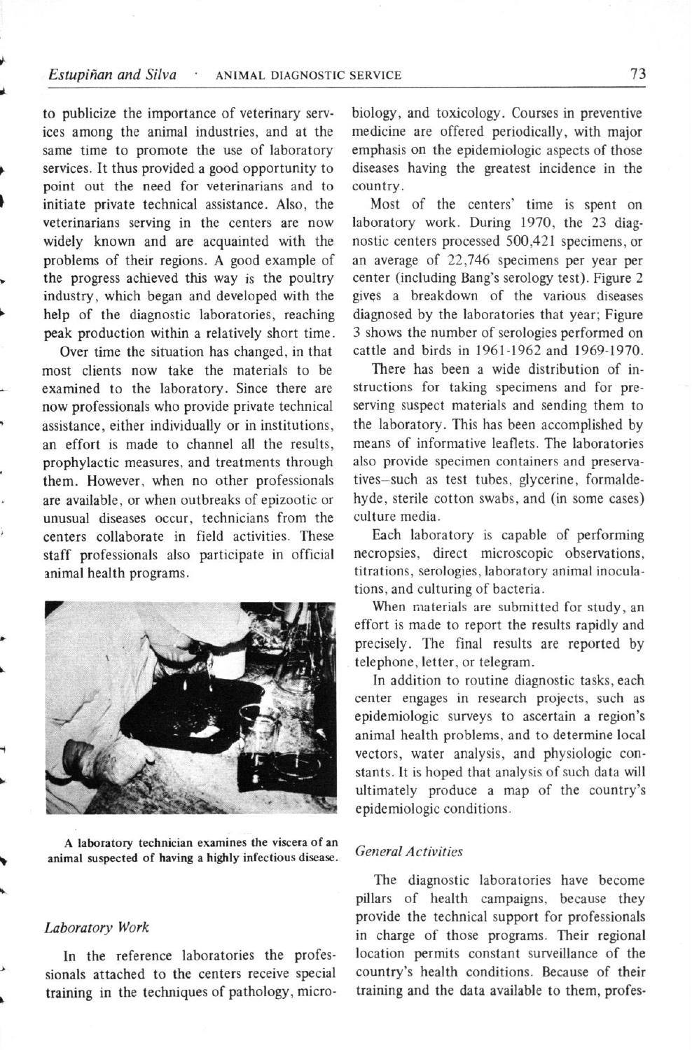to publicize the importance of veterinary services among the animal industries, and at the same time to promote the use of laboratory services. It thus provided a good opportunity to point out the need for veterinarians and to initiate private technical assistance. Also, the veterinarians serving in the centers are now widely known and are acquainted with the problems of their regions. A good example of the progress achieved this way is the poultry industry, which began and developed with the help of the diagnostic laboratories, reaching peak production within a relatively short time.

Over time the situation has changed, in that most clients now take the materials to be examined to the laboratory. Since there are now professionals who provide private technical assistance, either individually or in institutions, an effort is made to channel all the results, prophylactic measures, and treatments through them. However, when no other professionals are available, or when outbreaks of epizootic or unusual diseases occur, technicians from the centers collaborate in field activities. These staff professionals also participate in official animal health programs.

A laboratory technician examines the viscera of an animal suspected of having a highly infectious disease.

### *Laboratory Work*

In the reference laboratories the professionals attached to the centers receive special training in the techniques of pathology, microbiology, and toxicology. Courses in preventive medicine are offered periodically, with major emphasis on the epidemiologic aspects of those diseases having the greatest incidence in the country.

Most of the centers' time is spent on laboratory work. During 1970, the 23 diagnostic centers processed 500,421 specimens, or an average of 22,746 specimens per year per center (including Bang's serology test). Figure 2 gives a breakdown of the various diseases diagnosed by the laboratories that year; Figure 3 shows the number of serologies performed on cattle and birds in 1961-1962 and 1969-1970.

There has been a wide distribution of instructions for taking specimens and for preserving suspect materials and sending them to the laboratory. This has been accomplished by means of informative leaflets. The laboratories also provide specimen containers and preservatives–such as test tubes, glycerine, formaldehyde, sterile cotton swabs, and (in some cases) culture media.

Each laboratory is capable of performing necropsies, direct microscopic observations, titrations, serologies, laboratory animal inoculations, and culturing of bacteria.

When materials are submitted for study, an effort is made to report the results rapidly and precisely. The final results are reported by telephone, letter, or telegram.

In addition to routine diagnostic tasks, each center engages in research projects, such as epidemiologic surveys to ascertain a region's animal health problems, and to determine local vectors, water analysis, and physiologic constants. It is hoped that analysis of such data will ultimately produce a map of the country's epidemiologic conditions.

### *General Activities*

The diagnostic laboratories have become pillars of health campaigns, because they provide the technical support for professionals in charge of those programs. Their regional location permits constant surveillance of the country's health conditions. Because of their training and the data available to them, profes-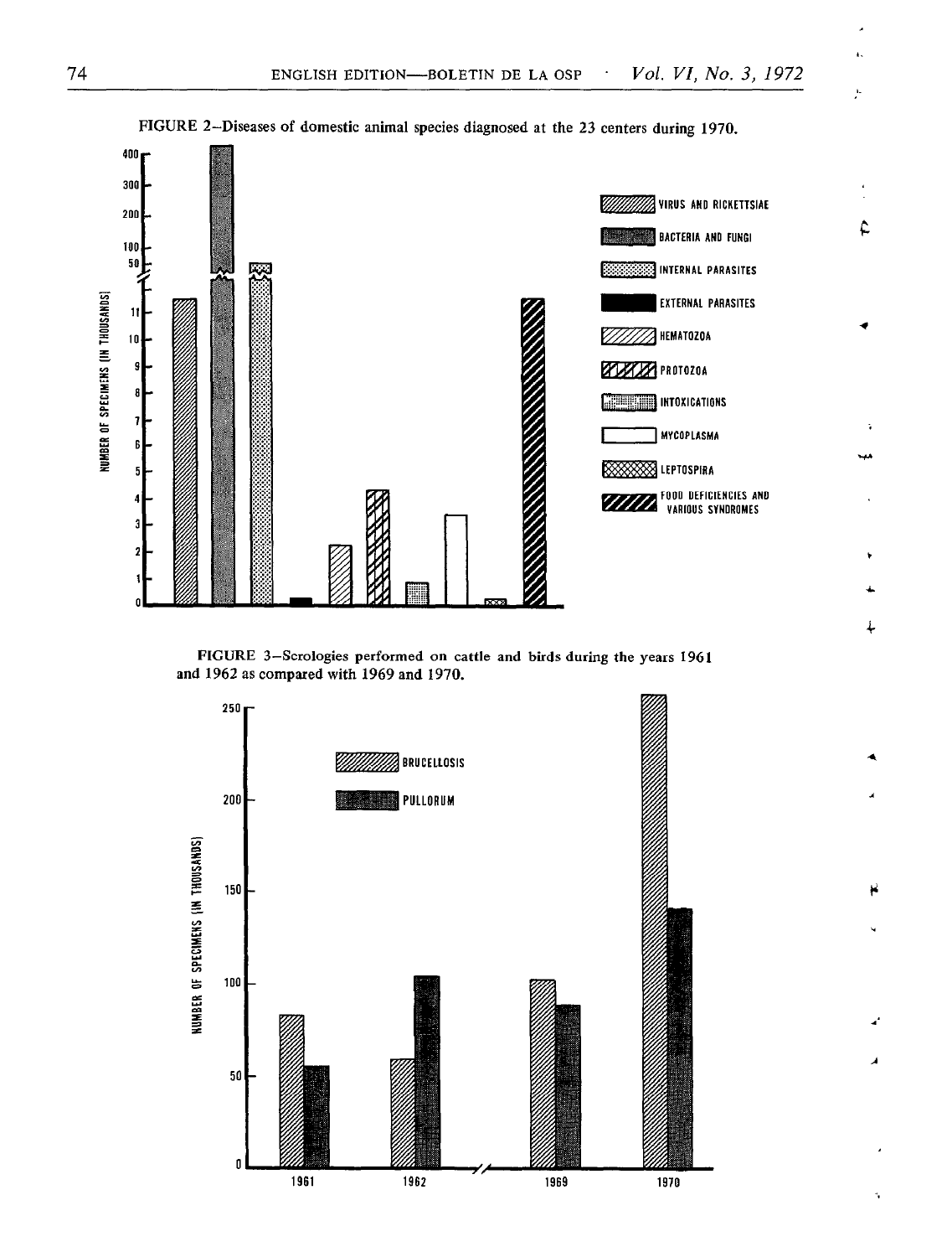FIGURE 2–Diseases of domestic animal species diagnosed at the 23 centers during 1970.

FIGURE 3–Scrologies performed on cattle and birds during the years 1961 and 1962 as compared with 1969 and 1970.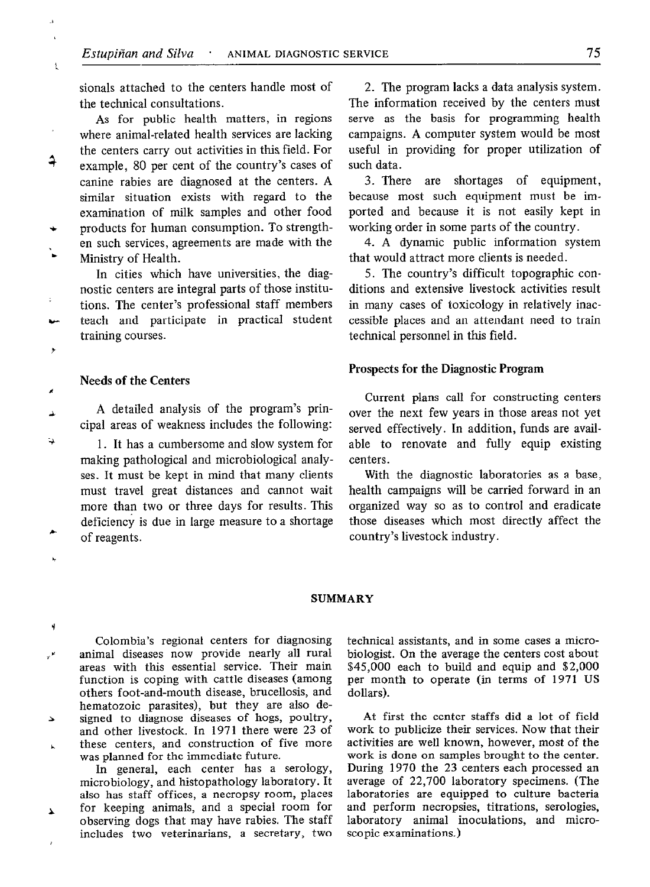sionals attached to the centers handle most of the technical consultations.

As for public health matters, in regions where animal-related health services are lacking the centers carry out activities in this field. For example, 80 per cent of the country's cases of canine rabies are diagnosed at the centers. A similar situation exists with regard to the examination of milk samples and other food products for human consumption. To strengthen such services, agreements are made with the Ministry of Health.

In cities which have universities, the diagnostic centers are integral parts of those institutions. The center's professional staff members teach and participate in practical student training courses.

### Needs of the Centers

A detailed analysis of the program's principal areas of weakness includes the following:

1. It has a cumbersome and slow system for making pathological and microbiological analyses. It must be kept in mind that many clients must travel great distances and cannot wait more than two or three days for results. This deficiency is due in large measure to a shortage of reagents.

2. The program lacks a data analysis system. The information received by the centers must serve as the basis for programming health campaigns. A computer system would be most useful in providing for proper utilization of such data.

3. There are shortages of equipment, because most such equipment must be imported and because it is not easily kept in working order in some parts of the country.

4. A dynamic public information system that would attract more clients is needed.

5. The country's difficult topographic conditions and extensive livestock activities result in many cases of toxicology in relatively inaccessible places and an attendant need to train technical personnel in this field.

### Prospects for the Diagnostic Program

Current plans call for constructing centers over the next few years in those areas not yet served effectively. In addition, funds are available to renovate and fully equip existing centers.

With the diagnostic laboratories as a base, health campaigns will be carried forward in an organized way so as to control and eradicate those diseases which most directly affect the country's livestock industry.

## SUMMARY

Colombia's regional centers for diagnosing animal diseases now provide nearly all rural areas with this essential service. Their main function is coping with cattle diseases (among others foot-and-mouth disease, brucellosis, and hematozoic parasites), but they are also designed to diagnose diseases of hogs, poultry, and other livestock. In 1971 there were 23 of these centers, and construction of five more was planned for the immediate future.

In general, each center has a serology, microbiology, and histopathology laboratory. It also has staff offices, a necropsy room, places for keeping animals, and a special room for observing dogs that may have rabies. The staff includes two veterinarians, a secretary, two technical assistants, and in some cases a microbiologist. On the average the centers cost about $45,000 each to build and equip and $2,000 per month to operate (in terms of 1971 US dollars).

At first the center staffs did a lot of field work to publicize their services. Now that their activities are well known, however, most of the work is done on samples brought to the center. During 1970 the 23 centers each processed an average of 22,700 laboratory specimens. (The laboratories are equipped to culture bacteria and perform necropsies, titrations, serologies, laboratory animal inoculations, and microscopic examinations.)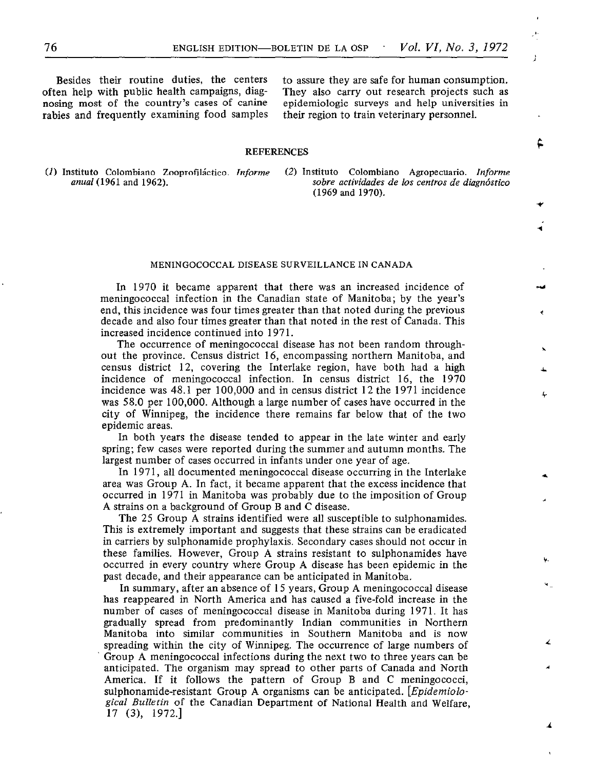Besides their routine duties, the centers often help with public health campaigns, diagnosing most of the country's cases of canine rabies and frequently examining food samples to assure they are safe for human consumption. They also carry out research projects such as epidemiologic surveys and help universities in their region to train veterinary personnel.

## REFERENCES

(1) Instituto Colombiano Zooprofiláctico. *Informe anual* (1961 and 1962).

(2) Instituto Colombiano Agropecuario. *Informe sobre actividades de los centros de diagnóstico* (1969 and 1970).

## MENINGOCOCCAL DISEASE SURVEILLANCE IN CANADA

In 1970 it became apparent that there was an increased incidence of meningococcal infection in the Canadian state of Manitoba; by the year's end, this incidence was four times greater than that noted during the previous decade and also four times greater than that noted in the rest of Canada. This increased incidence continued into 1971.

The occurrence of meningococcal disease has not been random throughout the province. Census district 16, encompassing northern Manitoba, and census district 12, covering the Interlake region, have both had a high incidence of meningococcal infection. In census district 16, the 1970 incidence was 48.1 per 100,000 and in census district 12 the 1971 incidence was 58.0 per 100,000. Although a large number of cases have occurred in the city of Winnipeg, the incidence there remains far below that of the two epidemic areas.

In both years the disease tended to appear in the late winter and early spring; few cases were reported during the summer and autumn months. The largest number of cases occurred in infants under one year of age.

In 1971, all documented meningococcal disease occurring in the Interlake area was Group A. In fact, it became apparent that the excess incidence that occurred in 1971 in Manitoba was probably due to the imposition of Group A strains on a background of Group B and C disease.

The 25 Group A strains identified were all susceptible to sulphonamides. This is extremely important and suggests that these strains can be eradicated in carriers by sulphonamide prophylaxis. Secondary cases should not occur in these families. However, Group A strains resistant to sulphonamides have occurred in every country where Group A disease has been epidemic in the past decade, and their appearance can be anticipated in Manitoba.

In summary, after an absence of 15 years, Group A meningococcal disease has reappeared in North America and has caused a five-fold increase in the number of cases of meningococcal disease in Manitoba during 1971. It has gradually spread from predominantly Indian communities in Northern Manitoba into similar communities in Southern Manitoba and is now spreading within the city of Winnipeg. The occurrence of large numbers of Group A meningococcal infections during the next two to three years can be anticipated. The organism may spread to other parts of Canada and North America. If it follows the pattern of Group B and C meningococci, sulphonamide-resistant Group A organisms can be anticipated. [*Epidemiological Bulletin* of the Canadian Department of National Health and Welfare, 17 (3), 1972.]